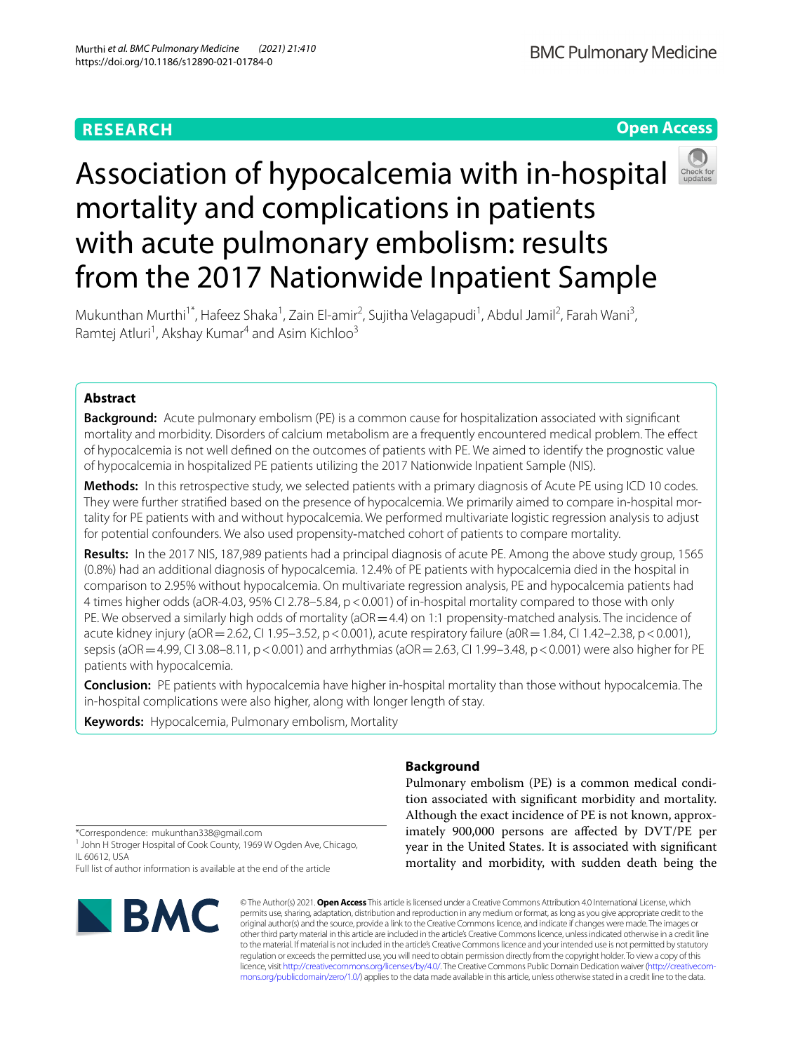RESEARCH

Open Access

# Association of hypocalcemia with in-hospital mortality and complications in patients with acute pulmonary embolism: results from the 2017 Nationwide Inpatient Sample

Mukunthan Murthi[1*], Hafeez Shaka[1], Zain El-amir[2], Sujitha Velagapudi[1], Abdul Jamil[2], Farah Wani[3], Ramtej Atluri[1], Akshay Kumar[4] and Asim Kichloo[3]

## Abstract

**Background:** Acute pulmonary embolism (PE) is a common cause for hospitalization associated with significant mortality and morbidity. Disorders of calcium metabolism are a frequently encountered medical problem. The effect of hypocalcemia is not well defined on the outcomes of patients with PE. We aimed to identify the prognostic value of hypocalcemia in hospitalized PE patients utilizing the 2017 Nationwide Inpatient Sample (NIS).

**Methods:** In this retrospective study, we selected patients with a primary diagnosis of Acute PE using ICD 10 codes. They were further stratified based on the presence of hypocalcemia. We primarily aimed to compare in-hospital mortality for PE patients with and without hypocalcemia. We performed multivariate logistic regression analysis to adjust for potential confounders. We also used propensity-matched cohort of patients to compare mortality.

**Results:** In the 2017 NIS, 187,989 patients had a principal diagnosis of acute PE. Among the above study group, 1565 (0.8%) had an additional diagnosis of hypocalcemia. 12.4% of PE patients with hypocalcemia died in the hospital in comparison to 2.95% without hypocalcemia. On multivariate regression analysis, PE and hypocalcemia patients had 4 times higher odds (aOR-4.03, 95% CI 2.78–5.84, $p < 0.001$) of in-hospital mortality compared to those with only PE. We observed a similarly high odds of mortality (aOR = 4.4) on 1:1 propensity-matched analysis. The incidence of acute kidney injury (aOR = 2.62, CI 1.95–3.52, $p < 0.001$), acute respiratory failure (aOR = 1.84, CI 1.42–2.38, $p < 0.001$), sepsis (aOR = 4.99, CI 3.08–8.11, $p < 0.001$) and arrhythmias (aOR = 2.63, CI 1.99–3.48, $p < 0.001$) were also higher for PE patients with hypocalcemia.

**Conclusion:** PE patients with hypocalcemia have higher in-hospital mortality than those without hypocalcemia. The in-hospital complications were also higher, along with longer length of stay.

**Keywords:** Hypocalcemia, Pulmonary embolism, Mortality

## Background

Pulmonary embolism (PE) is a common medical condition associated with significant morbidity and mortality. Although the exact incidence of PE is not known, approximately 900,000 persons are affected by DVT/PE per year in the United States. It is associated with significant mortality and morbidity, with sudden death being the

*Correspondence: mukunthan338@gmail.com
[1] John H Stroger Hospital of Cook County, 1969 W Ogden Ave, Chicago, IL 60612, USA
Full list of author information is available at the end of the article

© The Author(s) 2021. **Open Access** This article is licensed under a Creative Commons Attribution 4.0 International License, which permits use, sharing, adaptation, distribution and reproduction in any medium or format, as long as you give appropriate credit to the original author(s) and the source, provide a link to the Creative Commons licence, and indicate if changes were made. The images or other third party material in this article are included in the article's Creative Commons licence, unless indicated otherwise in a credit line to the material. If material is not included in the article's Creative Commons licence and your intended use is not permitted by statutory regulation or exceeds the permitted use, you will need to obtain permission directly from the copyright holder. To view a copy of this licence, visit http://creativecommons.org/licenses/by/4.0/. The Creative Commons Public Domain Dedication waiver (http://creativecommons.org/publicdomain/zero/1.0/) applies to the data made available in this article, unless otherwise stated in a credit line to the data.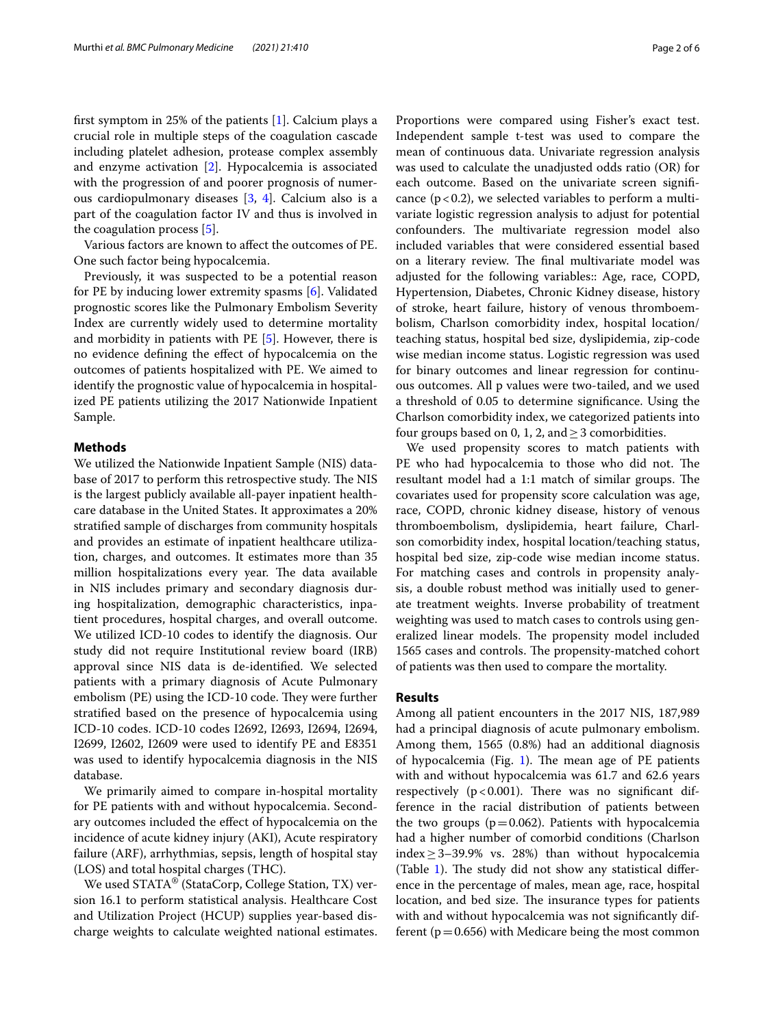first symptom in 25% of the patients [1]. Calcium plays a crucial role in multiple steps of the coagulation cascade including platelet adhesion, protease complex assembly and enzyme activation [2]. Hypocalcemia is associated with the progression of and poorer prognosis of numerous cardiopulmonary diseases [3, 4]. Calcium also is a part of the coagulation factor IV and thus is involved in the coagulation process [5].

Various factors are known to affect the outcomes of PE. One such factor being hypocalcemia.

Previously, it was suspected to be a potential reason for PE by inducing lower extremity spasms [6]. Validated prognostic scores like the Pulmonary Embolism Severity Index are currently widely used to determine mortality and morbidity in patients with PE [5]. However, there is no evidence defining the effect of hypocalcemia on the outcomes of patients hospitalized with PE. We aimed to identify the prognostic value of hypocalcemia in hospitalized PE patients utilizing the 2017 Nationwide Inpatient Sample.

## Methods

We utilized the Nationwide Inpatient Sample (NIS) database of 2017 to perform this retrospective study. The NIS is the largest publicly available all-payer inpatient healthcare database in the United States. It approximates a 20% stratified sample of discharges from community hospitals and provides an estimate of inpatient healthcare utilization, charges, and outcomes. It estimates more than 35 million hospitalizations every year. The data available in NIS includes primary and secondary diagnosis during hospitalization, demographic characteristics, inpatient procedures, hospital charges, and overall outcome. We utilized ICD-10 codes to identify the diagnosis. Our study did not require Institutional review board (IRB) approval since NIS data is de-identified. We selected patients with a primary diagnosis of Acute Pulmonary embolism (PE) using the ICD-10 code. They were further stratified based on the presence of hypocalcemia using ICD-10 codes. ICD-10 codes I2692, I2693, I2694, I2694, I2699, I2602, I2609 were used to identify PE and E8351 was used to identify hypocalcemia diagnosis in the NIS database.

We primarily aimed to compare in-hospital mortality for PE patients with and without hypocalcemia. Secondary outcomes included the effect of hypocalcemia on the incidence of acute kidney injury (AKI), Acute respiratory failure (ARF), arrhythmias, sepsis, length of hospital stay (LOS) and total hospital charges (THC).

We used STATA® (StataCorp, College Station, TX) version 16.1 to perform statistical analysis. Healthcare Cost and Utilization Project (HCUP) supplies year-based discharge weights to calculate weighted national estimates. Proportions were compared using Fisher's exact test. Independent sample t-test was used to compare the mean of continuous data. Univariate regression analysis was used to calculate the unadjusted odds ratio (OR) for each outcome. Based on the univariate screen significance ($p<0.2$), we selected variables to perform a multivariate logistic regression analysis to adjust for potential confounders. The multivariate regression model also included variables that were considered essential based on a literary review. The final multivariate model was adjusted for the following variables:: Age, race, COPD, Hypertension, Diabetes, Chronic Kidney disease, history of stroke, heart failure, history of venous thromboembolism, Charlson comorbidity index, hospital location/teaching status, hospital bed size, dyslipidemia, zip-code wise median income status. Logistic regression was used for binary outcomes and linear regression for continuous outcomes. All p values were two-tailed, and we used a threshold of 0.05 to determine significance. Using the Charlson comorbidity index, we categorized patients into four groups based on 0, 1, 2, and $\geq 3$ comorbidities.

We used propensity scores to match patients with PE who had hypocalcemia to those who did not. The resultant model had a 1:1 match of similar groups. The covariates used for propensity score calculation was age, race, COPD, chronic kidney disease, history of venous thromboembolism, dyslipidemia, heart failure, Charlson comorbidity index, hospital location/teaching status, hospital bed size, zip-code wise median income status. For matching cases and controls in propensity analysis, a double robust method was initially used to generate treatment weights. Inverse probability of treatment weighting was used to match cases to controls using generalized linear models. The propensity model included 1565 cases and controls. The propensity-matched cohort of patients was then used to compare the mortality.

## Results

Among all patient encounters in the 2017 NIS, 187,989 had a principal diagnosis of acute pulmonary embolism. Among them, 1565 (0.8%) had an additional diagnosis of hypocalcemia (Fig. 1). The mean age of PE patients with and without hypocalcemia was 61.7 and 62.6 years respectively ($p<0.001$). There was no significant difference in the racial distribution of patients between the two groups ($p=0.062$). Patients with hypocalcemia had a higher number of comorbid conditions (Charlson index $\geq 3$–39.9% vs. 28%) than without hypocalcemia (Table 1). The study did not show any statistical difference in the percentage of males, mean age, race, hospital location, and bed size. The insurance types for patients with and without hypocalcemia was not significantly different ($p=0.656$) with Medicare being the most common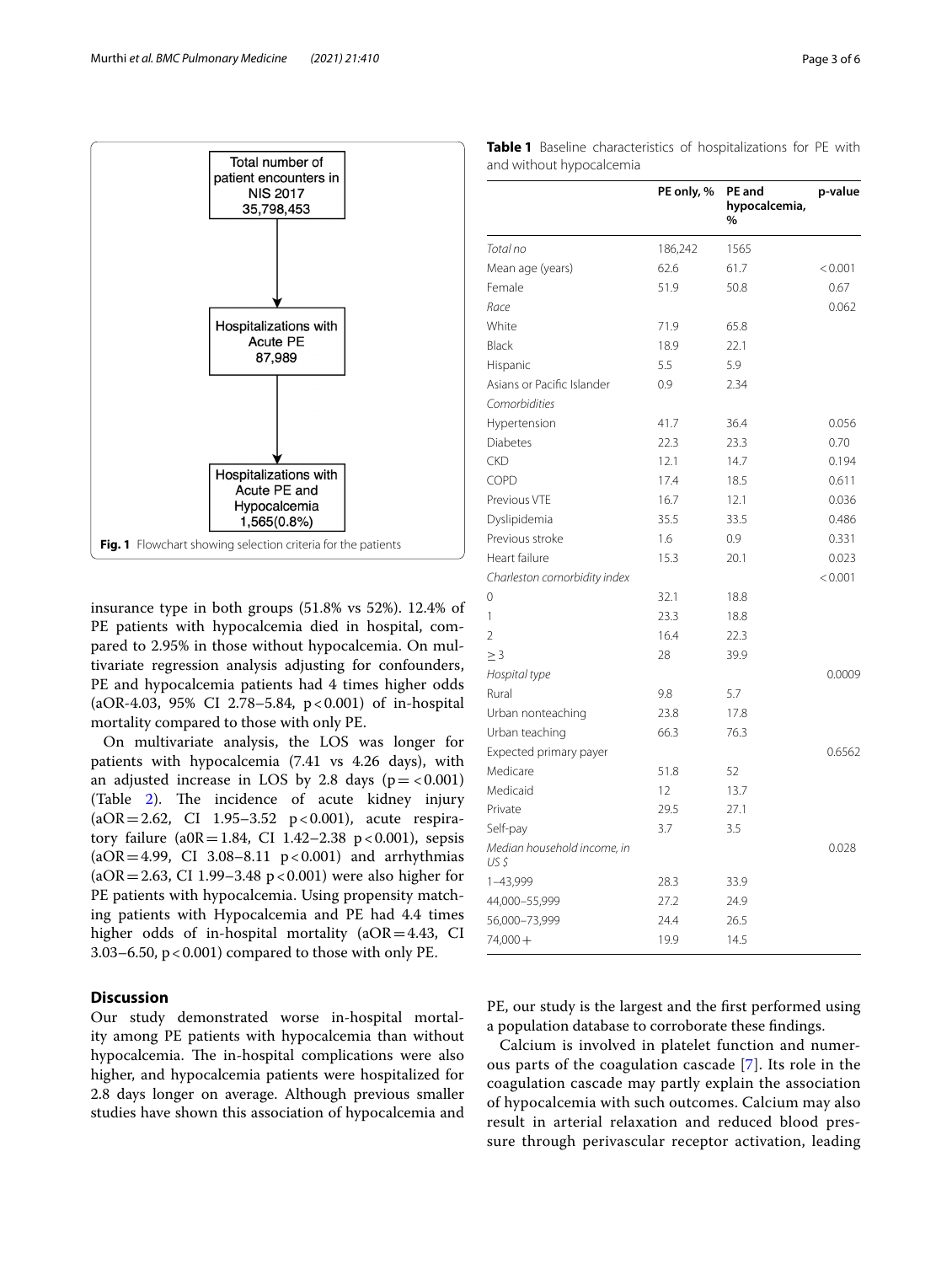Total number of patient encounters in NIS 2017 35,798,453

Hospitalizations with Acute PE 87,989

Hospitalizations with Acute PE and Hypocalcemia 1,565(0.8%)

**Fig. 1** Flowchart showing selection criteria for the patients

insurance type in both groups (51.8% vs 52%). 12.4% of PE patients with hypocalcemia died in hospital, compared to 2.95% in those without hypocalcemia. On multivariate regression analysis adjusting for confounders, PE and hypocalcemia patients had 4 times higher odds (aOR-4.03, 95% CI 2.78–5.84, p < 0.001) of in-hospital mortality compared to those with only PE.

On multivariate analysis, the LOS was longer for patients with hypocalcemia (7.41 vs 4.26 days), with an adjusted increase in LOS by 2.8 days (p = < 0.001) (Table 2). The incidence of acute kidney injury (aOR = 2.62, CI 1.95–3.52 p < 0.001), acute respiratory failure (a0R = 1.84, CI 1.42–2.38 p < 0.001), sepsis (aOR = 4.99, CI 3.08–8.11 p < 0.001) and arrhythmias (aOR = 2.63, CI 1.99–3.48 p < 0.001) were also higher for PE patients with hypocalcemia. Using propensity matching patients with Hypocalcemia and PE had 4.4 times higher odds of in-hospital mortality (aOR = 4.43, CI 3.03–6.50, p < 0.001) compared to those with only PE.

**Table 1** Baseline characteristics of hospitalizations for PE with and without hypocalcemia

| | PE only, % | PE and hypocalcemia, % | p-value |
|---|---|---|---|
| *Total no* | 186,242 | 1565 | |
| Mean age (years) | 62.6 | 61.7 | < 0.001 |
| Female | 51.9 | 50.8 | 0.67 |
| *Race* | | | 0.062 |
| White | 71.9 | 65.8 | |
| Black | 18.9 | 22.1 | |
| Hispanic | 5.5 | 5.9 | |
| Asians or Pacific Islander | 0.9 | 2.34 | |
| *Comorbidities* | | | |
| Hypertension | 41.7 | 36.4 | 0.056 |
| Diabetes | 22.3 | 23.3 | 0.70 |
| CKD | 12.1 | 14.7 | 0.194 |
| COPD | 17.4 | 18.5 | 0.611 |
| Previous VTE | 16.7 | 12.1 | 0.036 |
| Dyslipidemia | 35.5 | 33.5 | 0.486 |
| Previous stroke | 1.6 | 0.9 | 0.331 |
| Heart failure | 15.3 | 20.1 | 0.023 |
| *Charleston comorbidity index* | | | < 0.001 |
| 0 | 32.1 | 18.8 | |
| 1 | 23.3 | 18.8 | |
| 2 | 16.4 | 22.3 | |
| ≥ 3 | 28 | 39.9 | |
| *Hospital type* | | | 0.0009 |
| Rural | 9.8 | 5.7 | |
| Urban nonteaching | 23.8 | 17.8 | |
| Urban teaching | 66.3 | 76.3 | |
| Expected primary payer | | | 0.6562 |
| Medicare | 51.8 | 52 | |
| Medicaid | 12 | 13.7 | |
| Private | 29.5 | 27.1 | |
| Self-pay | 3.7 | 3.5 | |
| *Median household income, in US $* | | | 0.028 |
| 1–43,999 | 28.3 | 33.9 | |
| 44,000–55,999 | 27.2 | 24.9 | |
| 56,000–73,999 | 24.4 | 26.5 | |
| 74,000+ | 19.9 | 14.5 | |

## Discussion

Our study demonstrated worse in-hospital mortality among PE patients with hypocalcemia than without hypocalcemia. The in-hospital complications were also higher, and hypocalcemia patients were hospitalized for 2.8 days longer on average. Although previous smaller studies have shown this association of hypocalcemia and PE, our study is the largest and the first performed using a population database to corroborate these findings.

Calcium is involved in platelet function and numerous parts of the coagulation cascade [7]. Its role in the coagulation cascade may partly explain the association of hypocalcemia with such outcomes. Calcium may also result in arterial relaxation and reduced blood pressure through perivascular receptor activation, leading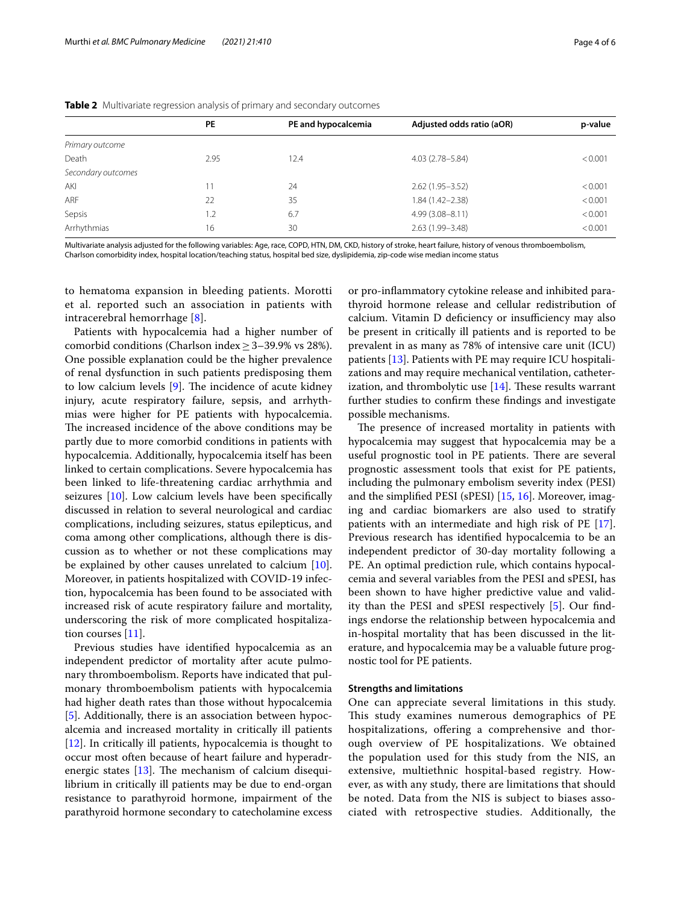**Table 2** Multivariate regression analysis of primary and secondary outcomes

| | PE | PE and hypocalcemia | Adjusted odds ratio (aOR) | p-value |
|---|---|---|---|---|
| *Primary outcome* | | | | |
| Death | 2.95 | 12.4 | 4.03 (2.78–5.84) | < 0.001 |
| *Secondary outcomes* | | | | |
| AKI | 11 | 24 | 2.62 (1.95–3.52) | < 0.001 |
| ARF | 22 | 35 | 1.84 (1.42–2.38) | < 0.001 |
| Sepsis | 1.2 | 6.7 | 4.99 (3.08–8.11) | < 0.001 |
| Arrhythmias | 16 | 30 | 2.63 (1.99–3.48) | < 0.001 |

Multivariate analysis adjusted for the following variables: Age, race, COPD, HTN, DM, CKD, history of stroke, heart failure, history of venous thromboembolism, Charlson comorbidity index, hospital location/teaching status, hospital bed size, dyslipidemia, zip-code wise median income status

to hematoma expansion in bleeding patients. Morotti et al. reported such an association in patients with intracerebral hemorrhage [8].

Patients with hypocalcemia had a higher number of comorbid conditions (Charlson index $\geq$ 3–39.9% vs 28%). One possible explanation could be the higher prevalence of renal dysfunction in such patients predisposing them to low calcium levels [9]. The incidence of acute kidney injury, acute respiratory failure, sepsis, and arrhythmias were higher for PE patients with hypocalcemia. The increased incidence of the above conditions may be partly due to more comorbid conditions in patients with hypocalcemia. Additionally, hypocalcemia itself has been linked to certain complications. Severe hypocalcemia has been linked to life-threatening cardiac arrhythmia and seizures [10]. Low calcium levels have been specifically discussed in relation to several neurological and cardiac complications, including seizures, status epilepticus, and coma among other complications, although there is discussion as to whether or not these complications may be explained by other causes unrelated to calcium [10]. Moreover, in patients hospitalized with COVID-19 infection, hypocalcemia has been found to be associated with increased risk of acute respiratory failure and mortality, underscoring the risk of more complicated hospitalization courses [11].

Previous studies have identified hypocalcemia as an independent predictor of mortality after acute pulmonary thromboembolism. Reports have indicated that pulmonary thromboembolism patients with hypocalcemia had higher death rates than those without hypocalcemia [5]. Additionally, there is an association between hypocalcemia and increased mortality in critically ill patients [12]. In critically ill patients, hypocalcemia is thought to occur most often because of heart failure and hyperadrenergic states [13]. The mechanism of calcium disequilibrium in critically ill patients may be due to end-organ resistance to parathyroid hormone, impairment of the parathyroid hormone secondary to catecholamine excess or pro-inflammatory cytokine release and inhibited parathyroid hormone release and cellular redistribution of calcium. Vitamin D deficiency or insufficiency may also be present in critically ill patients and is reported to be prevalent in as many as 78% of intensive care unit (ICU) patients [13]. Patients with PE may require ICU hospitalizations and may require mechanical ventilation, catheterization, and thrombolytic use [14]. These results warrant further studies to confirm these findings and investigate possible mechanisms.

The presence of increased mortality in patients with hypocalcemia may suggest that hypocalcemia may be a useful prognostic tool in PE patients. There are several prognostic assessment tools that exist for PE patients, including the pulmonary embolism severity index (PESI) and the simplified PESI (sPESI) [15, 16]. Moreover, imaging and cardiac biomarkers are also used to stratify patients with an intermediate and high risk of PE [17]. Previous research has identified hypocalcemia to be an independent predictor of 30-day mortality following a PE. An optimal prediction rule, which contains hypocalcemia and several variables from the PESI and sPESI, has been shown to have higher predictive value and validity than the PESI and sPESI respectively [5]. Our findings endorse the relationship between hypocalcemia and in-hospital mortality that has been discussed in the literature, and hypocalcemia may be a valuable future prognostic tool for PE patients.

### Strengths and limitations

One can appreciate several limitations in this study. This study examines numerous demographics of PE hospitalizations, offering a comprehensive and thorough overview of PE hospitalizations. We obtained the population used for this study from the NIS, an extensive, multiethnic hospital-based registry. However, as with any study, there are limitations that should be noted. Data from the NIS is subject to biases associated with retrospective studies. Additionally, the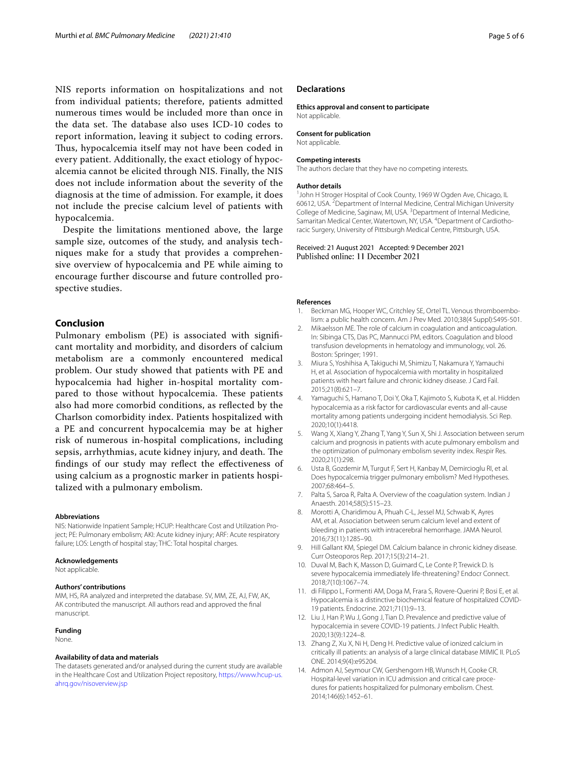NIS reports information on hospitalizations and not from individual patients; therefore, patients admitted numerous times would be included more than once in the data set. The database also uses ICD-10 codes to report information, leaving it subject to coding errors. Thus, hypocalcemia itself may not have been coded in every patient. Additionally, the exact etiology of hypocalcemia cannot be elicited through NIS. Finally, the NIS does not include information about the severity of the diagnosis at the time of admission. For example, it does not include the precise calcium level of patients with hypocalcemia.

Despite the limitations mentioned above, the large sample size, outcomes of the study, and analysis techniques make for a study that provides a comprehensive overview of hypocalcemia and PE while aiming to encourage further discourse and future controlled prospective studies.

## Conclusion

Pulmonary embolism (PE) is associated with significant mortality and morbidity, and disorders of calcium metabolism are a commonly encountered medical problem. Our study showed that patients with PE and hypocalcemia had higher in-hospital mortality compared to those without hypocalcemia. These patients also had more comorbid conditions, as reflected by the Charlson comorbidity index. Patients hospitalized with a PE and concurrent hypocalcemia may be at higher risk of numerous in-hospital complications, including sepsis, arrhythmias, acute kidney injury, and death. The findings of our study may reflect the effectiveness of using calcium as a prognostic marker in patients hospitalized with a pulmonary embolism.

#### Abbreviations

NIS: Nationwide Inpatient Sample; HCUP: Healthcare Cost and Utilization Project; PE: Pulmonary embolism; AKI: Acute kidney injury; ARF: Acute respiratory failure; LOS: Length of hospital stay; THC: Total hospital charges.

#### Acknowledgements

Not applicable.

#### Authors' contributions

MM, HS, RA analyzed and interpreted the database. SV, MM, ZE, AJ, FW, AK, AK contributed the manuscript. All authors read and approved the final manuscript.

#### Funding

None.

#### Availability of data and materials

The datasets generated and/or analysed during the current study are available in the Healthcare Cost and Utilization Project repository, https://www.hcup-us.ahrq.gov/nisoverview.jsp

## Declarations

#### Ethics approval and consent to participate

Not applicable.

#### Consent for publication

Not applicable.

#### Competing interests

The authors declare that they have no competing interests.

#### Author details

[1]John H Stroger Hospital of Cook County, 1969 W Ogden Ave, Chicago, IL 60612, USA. [2]Department of Internal Medicine, Central Michigan University College of Medicine, Saginaw, MI, USA. [3]Department of Internal Medicine, Samaritan Medical Center, Watertown, NY, USA. [4]Department of Cardiothoracic Surgery, University of Pittsburgh Medical Centre, Pittsburgh, USA.

Received: 21 August 2021 Accepted: 9 December 2021
Published online: 11 December 2021

#### References

1. Beckman MG, Hooper WC, Critchley SE, Ortel TL. Venous thromboembolism: a public health concern. Am J Prev Med. 2010;38(4 Suppl):S495-501.
2. Mikaelsson ME. The role of calcium in coagulation and anticoagulation. In: Sibinga CTS, Das PC, Mannucci PM, editors. Coagulation and blood transfusion developments in hematology and immunology, vol. 26. Boston: Springer; 1991.
3. Miura S, Yoshihisa A, Takiguchi M, Shimizu T, Nakamura Y, Yamauchi H, et al. Association of hypocalcemia with mortality in hospitalized patients with heart failure and chronic kidney disease. J Card Fail. 2015;21(8):621–7.
4. Yamaguchi S, Hamano T, Doi Y, Oka T, Kajimoto S, Kubota K, et al. Hidden hypocalcemia as a risk factor for cardiovascular events and all-cause mortality among patients undergoing incident hemodialysis. Sci Rep. 2020;10(1):4418.
5. Wang X, Xiang Y, Zhang T, Yang Y, Sun X, Shi J. Association between serum calcium and prognosis in patients with acute pulmonary embolism and the optimization of pulmonary embolism severity index. Respir Res. 2020;21(1):298.
6. Usta B, Gozdemir M, Turgut F, Sert H, Kanbay M, Demircioglu RI, et al. Does hypocalcemia trigger pulmonary embolism? Med Hypotheses. 2007;68:464–5.
7. Palta S, Saroa R, Palta A. Overview of the coagulation system. Indian J Anaesth. 2014;58(5):515–23.
8. Morotti A, Charidimou A, Phuah C-L, Jessel MJ, Schwab K, Ayres AM, et al. Association between serum calcium level and extent of bleeding in patients with intracerebral hemorrhage. JAMA Neurol. 2016;73(11):1285–90.
9. Hill Gallant KM, Spiegel DM. Calcium balance in chronic kidney disease. Curr Osteoporos Rep. 2017;15(3):214–21.
10. Duval M, Bach K, Masson D, Guimard C, Le Conte P, Trewick D. Is severe hypocalcemia immediately life-threatening? Endocr Connect. 2018;7(10):1067–74.
11. di Filippo L, Formenti AM, Doga M, Frara S, Rovere-Querini P, Bosi E, et al. Hypocalcemia is a distinctive biochemical feature of hospitalized COVID-19 patients. Endocrine. 2021;71(1):9–13.
12. Liu J, Han P, Wu J, Gong J, Tian D. Prevalence and predictive value of hypocalcemia in severe COVID-19 patients. J Infect Public Health. 2020;13(9):1224–8.
13. Zhang Z, Xu X, Ni H, Deng H. Predictive value of ionized calcium in critically ill patients: an analysis of a large clinical database MIMIC II. PLoS ONE. 2014;9(4):e95204.
14. Admon AJ, Seymour CW, Gershengorn HB, Wunsch H, Cooke CR. Hospital-level variation in ICU admission and critical care procedures for patients hospitalized for pulmonary embolism. Chest. 2014;146(6):1452–61.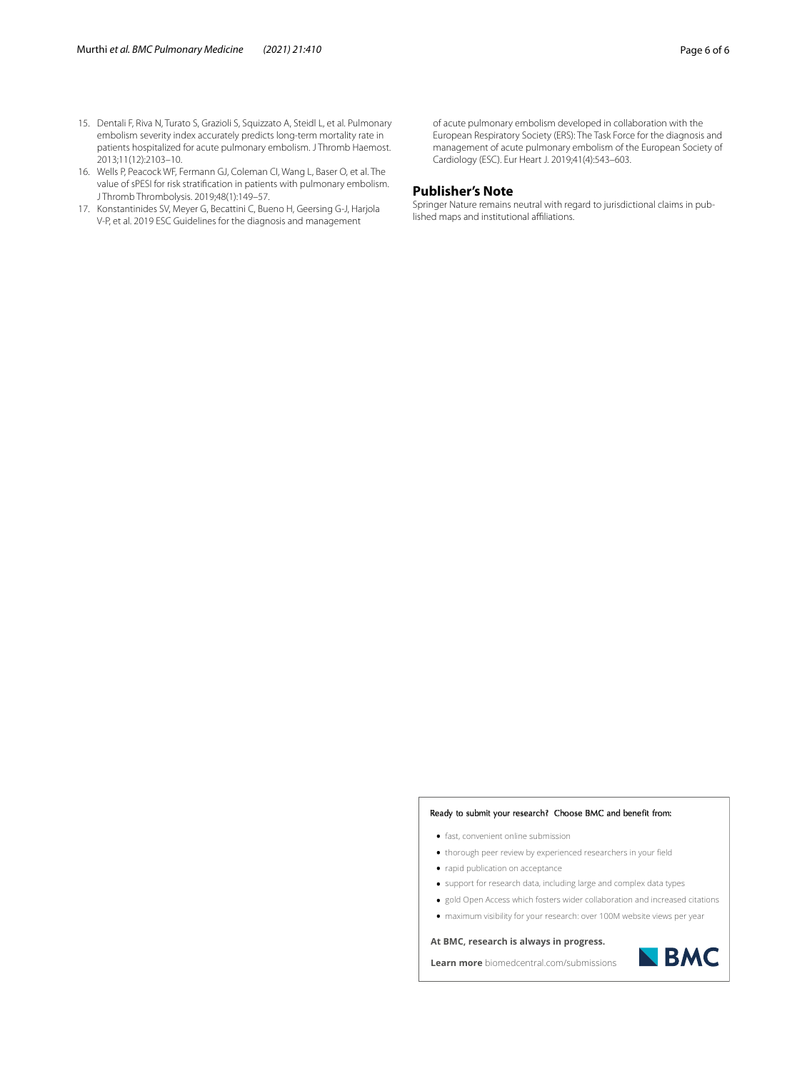15. Dentali F, Riva N, Turato S, Grazioli S, Squizzato A, Steidl L, et al. Pulmonary embolism severity index accurately predicts long-term mortality rate in patients hospitalized for acute pulmonary embolism. J Thromb Haemost. 2013;11(12):2103–10.
16. Wells P, Peacock WF, Fermann GJ, Coleman CI, Wang L, Baser O, et al. The value of sPESI for risk stratification in patients with pulmonary embolism. J Thromb Thrombolysis. 2019;48(1):149–57.
17. Konstantinides SV, Meyer G, Becattini C, Bueno H, Geersing G-J, Harjola V-P, et al. 2019 ESC Guidelines for the diagnosis and management of acute pulmonary embolism developed in collaboration with the European Respiratory Society (ERS): The Task Force for the diagnosis and management of acute pulmonary embolism of the European Society of Cardiology (ESC). Eur Heart J. 2019;41(4):543–603.

## Publisher's Note

Springer Nature remains neutral with regard to jurisdictional claims in published maps and institutional affiliations.

Ready to submit your research? Choose BMC and benefit from:

- fast, convenient online submission
- thorough peer review by experienced researchers in your field
- rapid publication on acceptance
- support for research data, including large and complex data types
- gold Open Access which fosters wider collaboration and increased citations
- maximum visibility for your research: over 100M website views per year

**At BMC, research is always in progress.**

**Learn more** biomedcentral.com/submissions

BMC